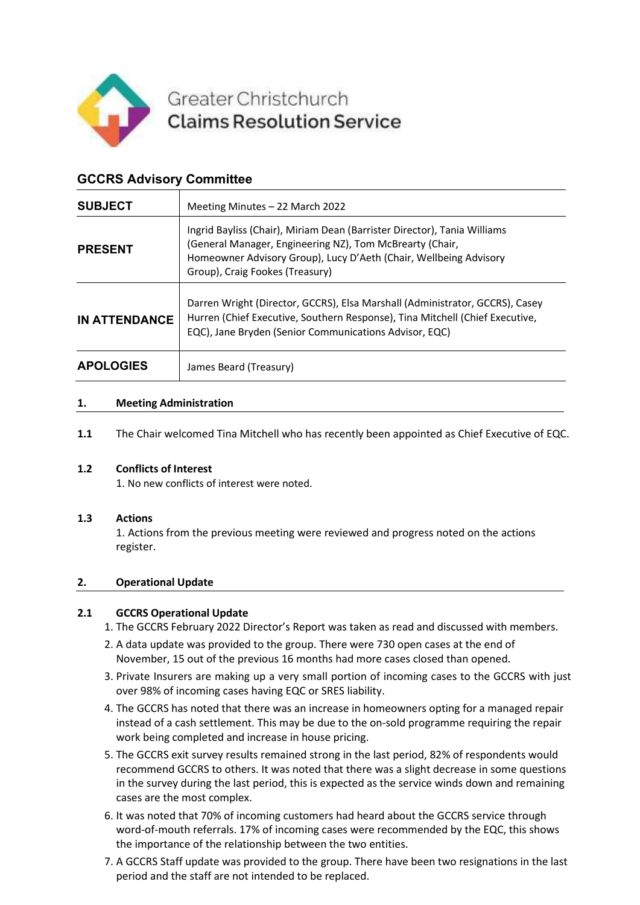Greater Christchurch
**Claims Resolution Service**

## GCCRS Advisory Committee

| | |
|---|---|
| **SUBJECT** | Meeting Minutes – 22 March 2022 |
| **PRESENT** | Ingrid Bayliss (Chair), Miriam Dean (Barrister Director), Tania Williams (General Manager, Engineering NZ), Tom McBrearty (Chair, Homeowner Advisory Group), Lucy D'Aeth (Chair, Wellbeing Advisory Group), Craig Fookes (Treasury) |
| **IN ATTENDANCE** | Darren Wright (Director, GCCRS), Elsa Marshall (Administrator, GCCRS), Casey Hurren (Chief Executive, Southern Response), Tina Mitchell (Chief Executive, EQC), Jane Bryden (Senior Communications Advisor, EQC) |
| **APOLOGIES** | James Beard (Treasury) |

### 1. Meeting Administration

**1.1** The Chair welcomed Tina Mitchell who has recently been appointed as Chief Executive of EQC.

**1.2 Conflicts of Interest**

1. No new conflicts of interest were noted.

**1.3 Actions**

1. Actions from the previous meeting were reviewed and progress noted on the actions register.

### 2. Operational Update

**2.1 GCCRS Operational Update**

1. The GCCRS February 2022 Director's Report was taken as read and discussed with members.
2. A data update was provided to the group. There were 730 open cases at the end of November, 15 out of the previous 16 months had more cases closed than opened.
3. Private Insurers are making up a very small portion of incoming cases to the GCCRS with just over 98% of incoming cases having EQC or SRES liability.
4. The GCCRS has noted that there was an increase in homeowners opting for a managed repair instead of a cash settlement. This may be due to the on-sold programme requiring the repair work being completed and increase in house pricing.
5. The GCCRS exit survey results remained strong in the last period, 82% of respondents would recommend GCCRS to others. It was noted that there was a slight decrease in some questions in the survey during the last period, this is expected as the service winds down and remaining cases are the most complex.
6. It was noted that 70% of incoming customers had heard about the GCCRS service through word-of-mouth referrals. 17% of incoming cases were recommended by the EQC, this shows the importance of the relationship between the two entities.
7. A GCCRS Staff update was provided to the group. There have been two resignations in the last period and the staff are not intended to be replaced.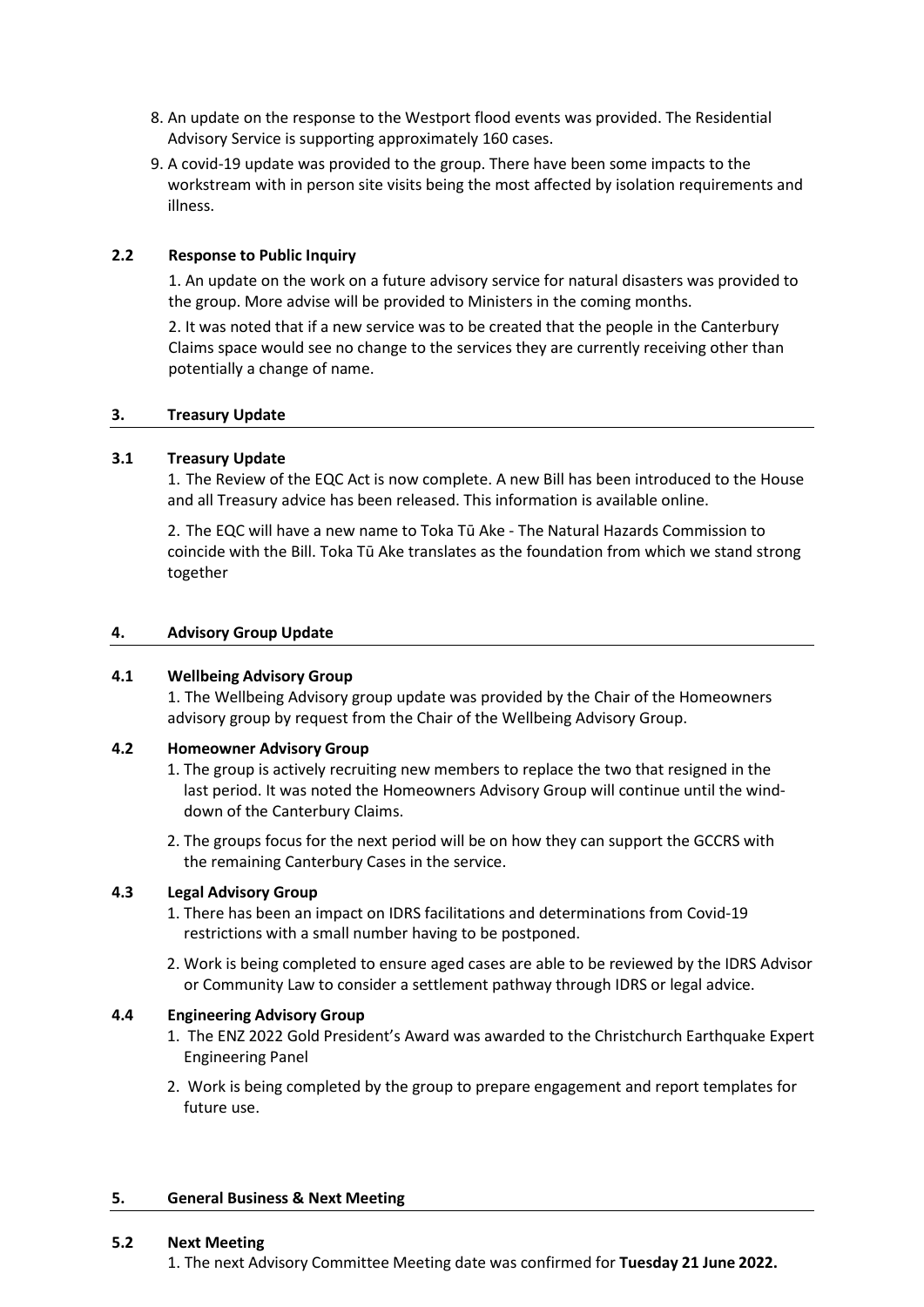8. An update on the response to the Westport flood events was provided. The Residential Advisory Service is supporting approximately 160 cases.
9. A covid-19 update was provided to the group. There have been some impacts to the workstream with in person site visits being the most affected by isolation requirements and illness.

### 2.2 Response to Public Inquiry

1. An update on the work on a future advisory service for natural disasters was provided to the group. More advise will be provided to Ministers in the coming months.

2. It was noted that if a new service was to be created that the people in the Canterbury Claims space would see no change to the services they are currently receiving other than potentially a change of name.

## 3. Treasury Update

### 3.1 Treasury Update

1. The Review of the EQC Act is now complete. A new Bill has been introduced to the House and all Treasury advice has been released. This information is available online.

2. The EQC will have a new name to Toka Tū Ake - The Natural Hazards Commission to coincide with the Bill. Toka Tū Ake translates as the foundation from which we stand strong together

## 4. Advisory Group Update

### 4.1 Wellbeing Advisory Group

1. The Wellbeing Advisory group update was provided by the Chair of the Homeowners advisory group by request from the Chair of the Wellbeing Advisory Group.

### 4.2 Homeowner Advisory Group

1. The group is actively recruiting new members to replace the two that resigned in the last period. It was noted the Homeowners Advisory Group will continue until the wind-down of the Canterbury Claims.
2. The groups focus for the next period will be on how they can support the GCCRS with the remaining Canterbury Cases in the service.

### 4.3 Legal Advisory Group

1. There has been an impact on IDRS facilitations and determinations from Covid-19 restrictions with a small number having to be postponed.
2. Work is being completed to ensure aged cases are able to be reviewed by the IDRS Advisor or Community Law to consider a settlement pathway through IDRS or legal advice.

### 4.4 Engineering Advisory Group

1. The ENZ 2022 Gold President's Award was awarded to the Christchurch Earthquake Expert Engineering Panel
2. Work is being completed by the group to prepare engagement and report templates for future use.

## 5. General Business & Next Meeting

### 5.2 Next Meeting

1. The next Advisory Committee Meeting date was confirmed for **Tuesday 21 June 2022.**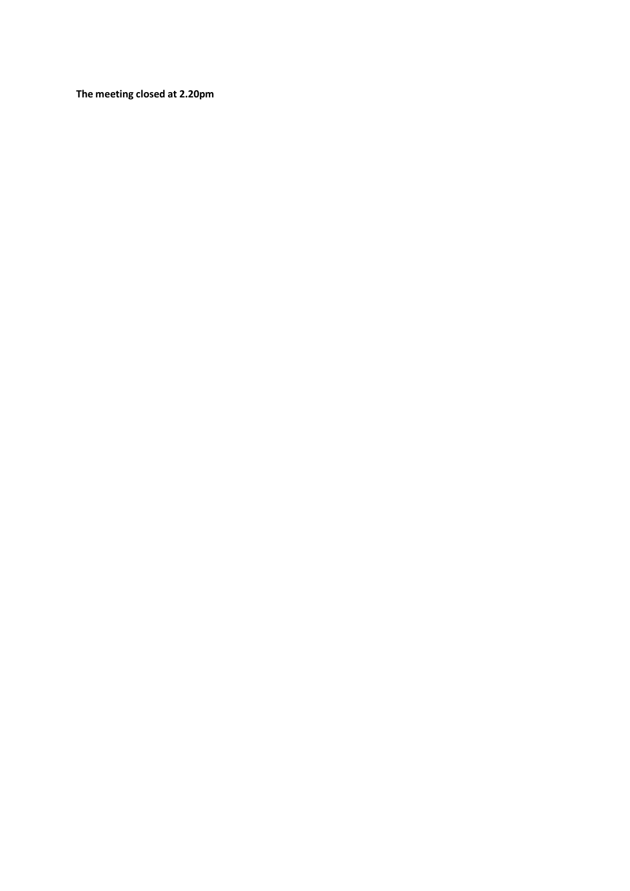**The meeting closed at 2.20pm**